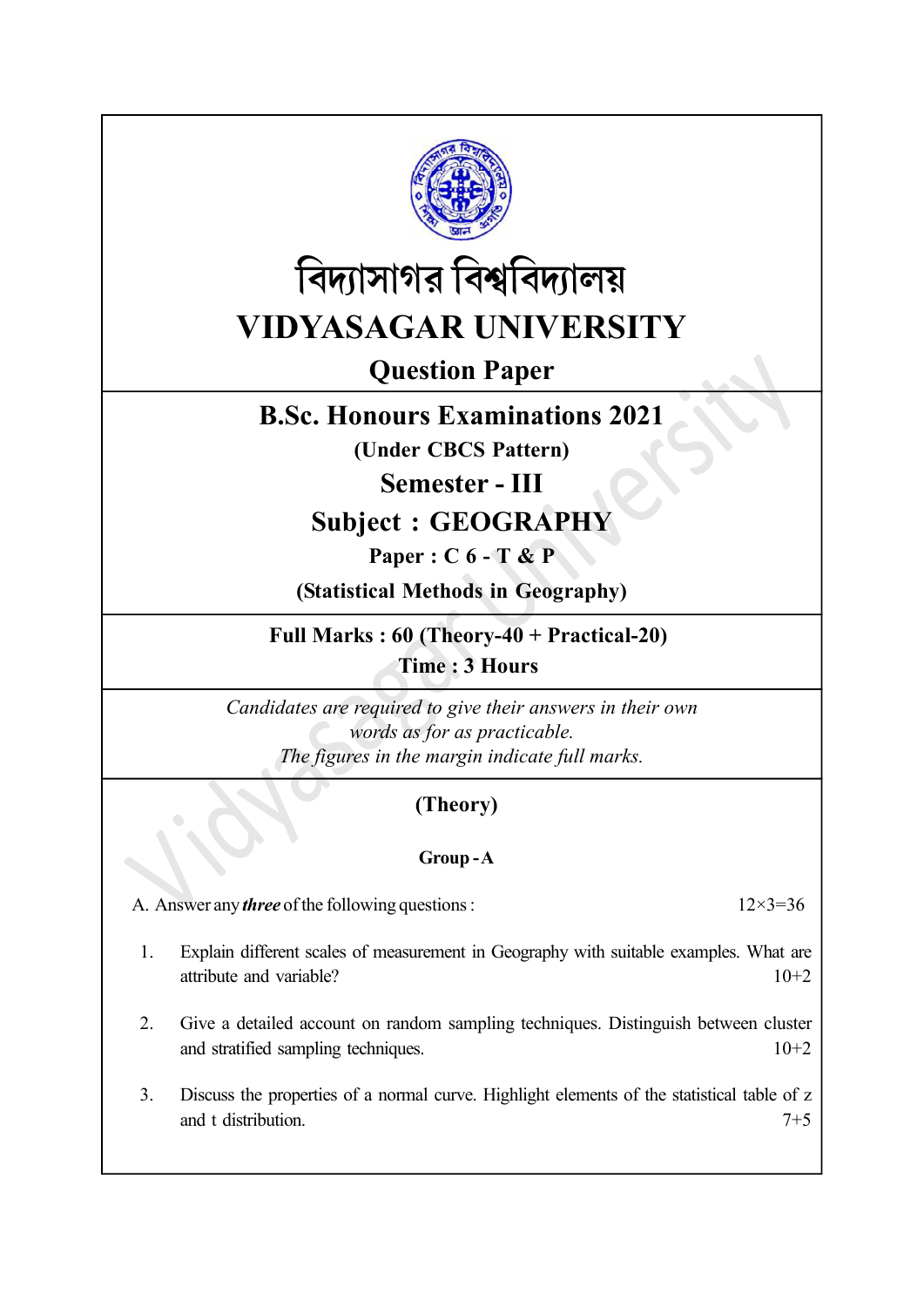# বিদ্যাসাগর বিশ্ববিদ্যালয়

# VIDYASAGAR UNIVERSITY

## Question Paper

## B.Sc. Honours Examinations 2021

**(Under CBCS Pattern)**

## Semester - III

## Subject : GEOGRAPHY

**Paper : C 6 - T & P**

**(Statistical Methods in Geography)**

**Full Marks : 60 (Theory-40 + Practical-20)**

**Time : 3 Hours**

*Candidates are required to give their answers in their own words as for as practicable.*
*The figures in the margin indicate full marks.*

### (Theory)

#### Group - A

A. Answer any ***three*** of the following questions : 12×3=36

1. Explain different scales of measurement in Geography with suitable examples. What are attribute and variable? 10+2

2. Give a detailed account on random sampling techniques. Distinguish between cluster and stratified sampling techniques. 10+2

3. Discuss the properties of a normal curve. Highlight elements of the statistical table of z and t distribution. 7+5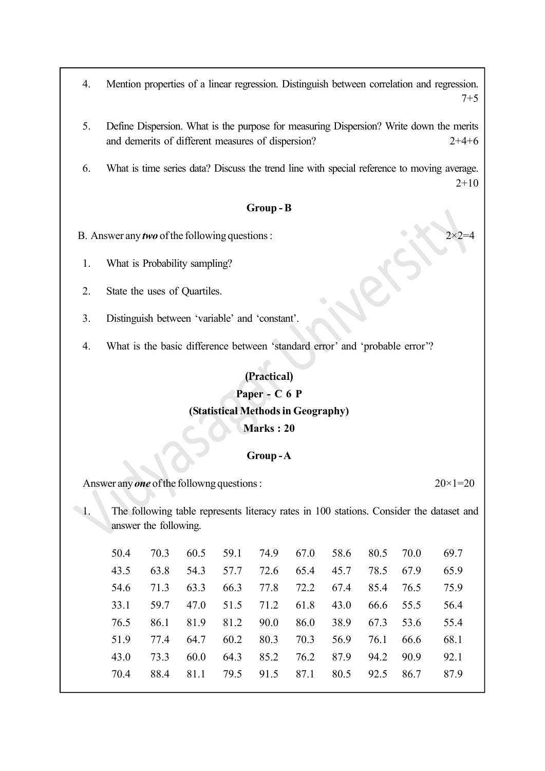4. Mention properties of a linear regression. Distinguish between correlation and regression. 7+5

5. Define Dispersion. What is the purpose for measuring Dispersion? Write down the merits and demerits of different measures of dispersion? 2+4+6

6. What is time series data? Discuss the trend line with special reference to moving average. 2+10

### Group - B

B. Answer any ***two*** of the following questions : 2×2=4

1. What is Probability sampling?

2. State the uses of Quartiles.

3. Distinguish between 'variable' and 'constant'.

4. What is the basic difference between 'standard error' and 'probable error'?

## (Practical)

## Paper - C 6 P

## (Statistical Methods in Geography)

## Marks : 20

### Group - A

Answer any ***one*** of the followng questions : 20×1=20

1. The following table represents literacy rates in 100 stations. Consider the dataset and answer the following.

| | | | | | | | | | |
|---|---|---|---|---|---|---|---|---|---|
| 50.4 | 70.3 | 60.5 | 59.1 | 74.9 | 67.0 | 58.6 | 80.5 | 70.0 | 69.7 |
| 43.5 | 63.8 | 54.3 | 57.7 | 72.6 | 65.4 | 45.7 | 78.5 | 67.9 | 65.9 |
| 54.6 | 71.3 | 63.3 | 66.3 | 77.8 | 72.2 | 67.4 | 85.4 | 76.5 | 75.9 |
| 33.1 | 59.7 | 47.0 | 51.5 | 71.2 | 61.8 | 43.0 | 66.6 | 55.5 | 56.4 |
| 76.5 | 86.1 | 81.9 | 81.2 | 90.0 | 86.0 | 38.9 | 67.3 | 53.6 | 55.4 |
| 51.9 | 77.4 | 64.7 | 60.2 | 80.3 | 70.3 | 56.9 | 76.1 | 66.6 | 68.1 |
| 43.0 | 73.3 | 60.0 | 64.3 | 85.2 | 76.2 | 87.9 | 94.2 | 90.9 | 92.1 |
| 70.4 | 88.4 | 81.1 | 79.5 | 91.5 | 87.1 | 80.5 | 92.5 | 86.7 | 87.9 |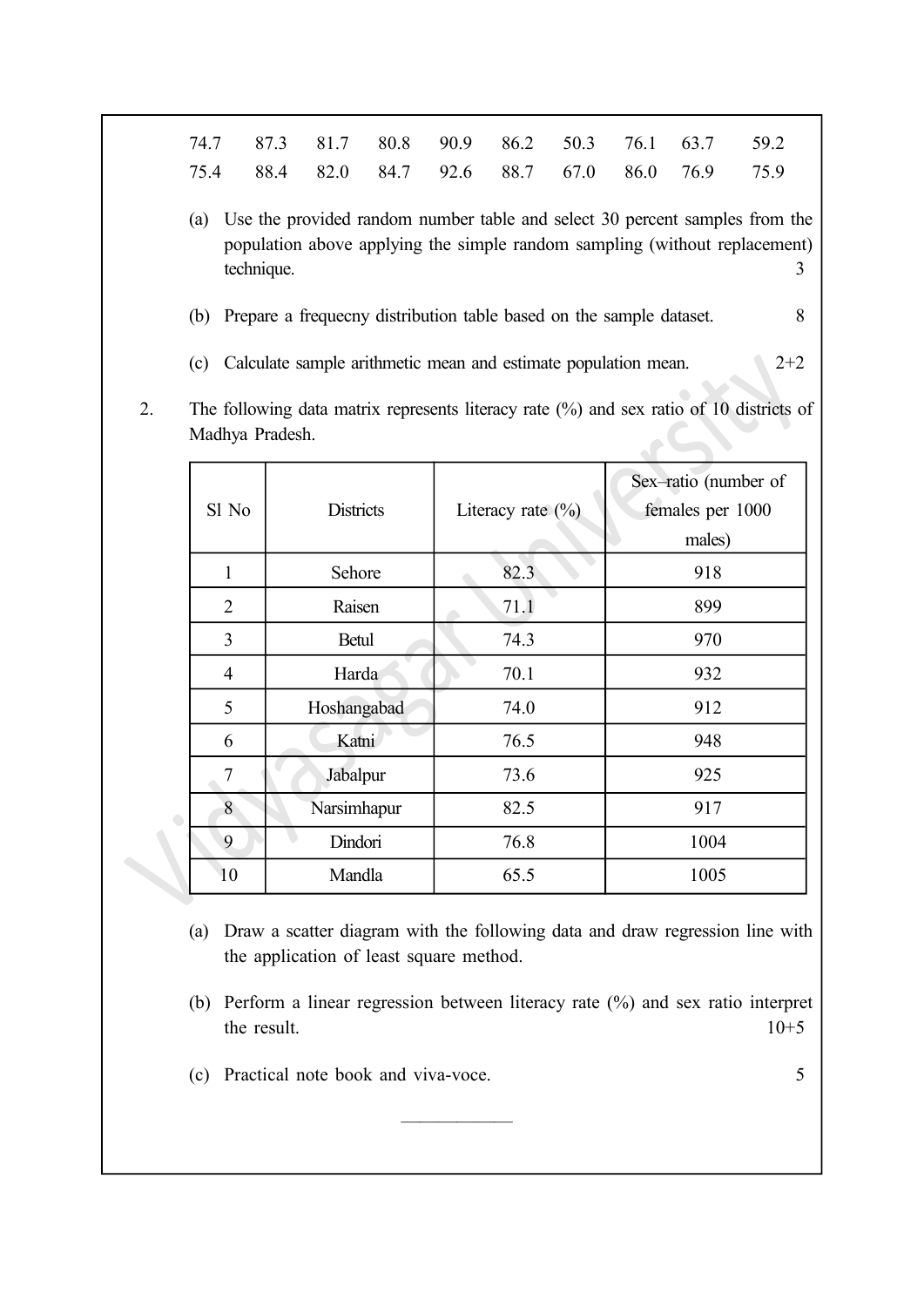| | | | | | | | | | |
|---|---|---|---|---|---|---|---|---|---|
| 74.7 | 87.3 | 81.7 | 80.8 | 90.9 | 86.2 | 50.3 | 76.1 | 63.7 | 59.2 |
| 75.4 | 88.4 | 82.0 | 84.7 | 92.6 | 88.7 | 67.0 | 86.0 | 76.9 | 75.9 |

(a) Use the provided random number table and select 30 percent samples from the population above applying the simple random sampling (without replacement) technique. 3

(b) Prepare a frequecny distribution table based on the sample dataset. 8

(c) Calculate sample arithmetic mean and estimate population mean. 2+2

2. The following data matrix represents literacy rate (%) and sex ratio of 10 districts of Madhya Pradesh.

| Sl No | Districts | Literacy rate (%) | Sex–ratio (number of females per 1000 males) |
|---|---|---|---|
| 1 | Sehore | 82.3 | 918 |
| 2 | Raisen | 71.1 | 899 |
| 3 | Betul | 74.3 | 970 |
| 4 | Harda | 70.1 | 932 |
| 5 | Hoshangabad | 74.0 | 912 |
| 6 | Katni | 76.5 | 948 |
| 7 | Jabalpur | 73.6 | 925 |
| 8 | Narsimhapur | 82.5 | 917 |
| 9 | Dindori | 76.8 | 1004 |
| 10 | Mandla | 65.5 | 1005 |

(a) Draw a scatter diagram with the following data and draw regression line with the application of least square method.

(b) Perform a linear regression between literacy rate (%) and sex ratio interpret the result. 10+5

(c) Practical note book and viva-voce. 5